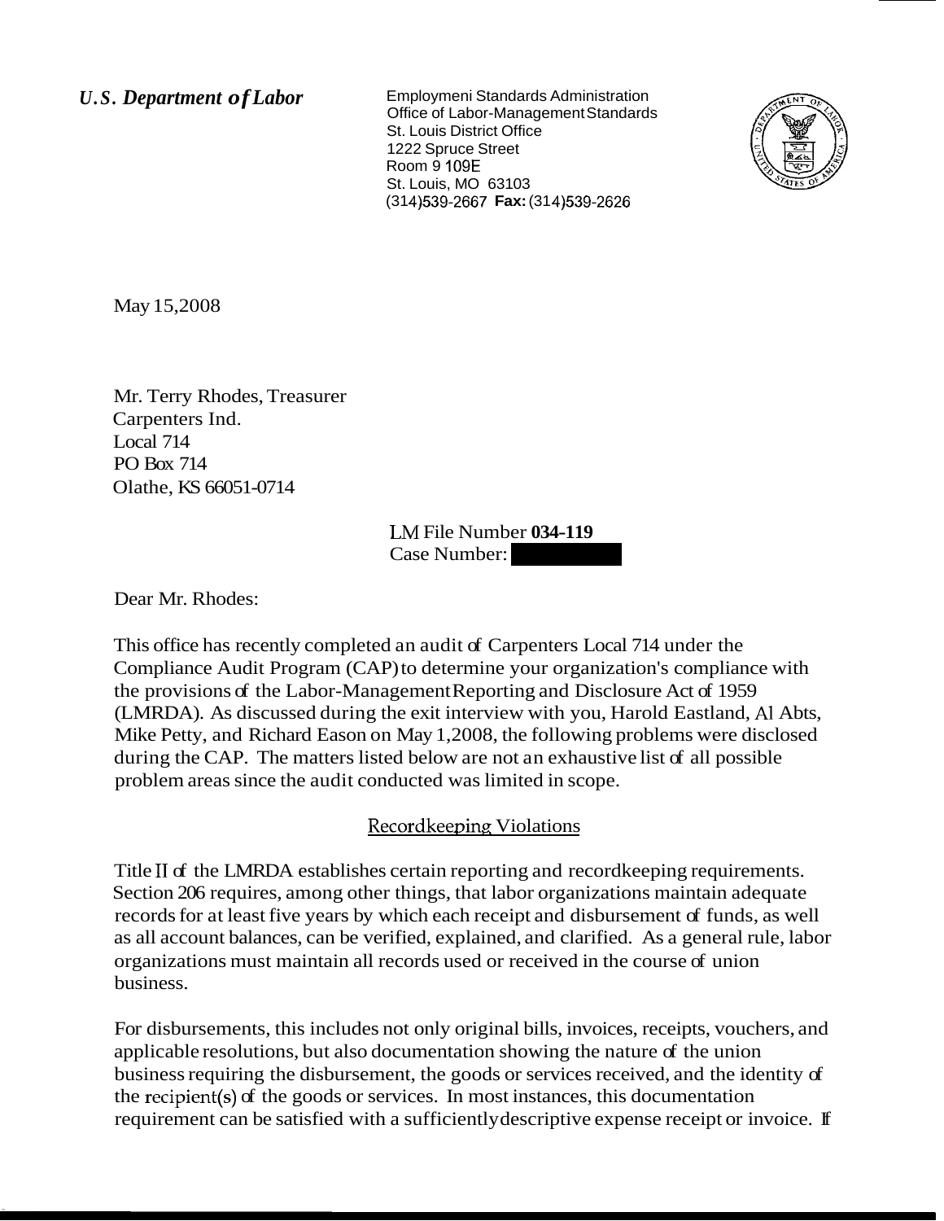*U.S. Department of Labor*

Employmeni Standards Administration
Office of Labor-Management Standards
St. Louis District Office
1222 Spruce Street
Room 9 109E
St. Louis, MO 63103
(314)539-2667 **Fax:** (314)539-2626

May 15,2008

Mr. Terry Rhodes, Treasurer
Carpenters Ind.
Local 714
PO Box 714
Olathe, KS 66051-0714

LM File Number **034-119**
Case Number:

Dear Mr. Rhodes:

This office has recently completed an audit of Carpenters Local 714 under the Compliance Audit Program (CAP) to determine your organization's compliance with the provisions of the Labor-Management Reporting and Disclosure Act of 1959 (LMRDA). As discussed during the exit interview with you, Harold Eastland, Al Abts, Mike Petty, and Richard Eason on May 1,2008, the following problems were disclosed during the CAP. The matters listed below are not an exhaustive list of all possible problem areas since the audit conducted was limited in scope.

## Recordkeeping Violations

Title II of the LMRDA establishes certain reporting and recordkeeping requirements. Section 206 requires, among other things, that labor organizations maintain adequate records for at least five years by which each receipt and disbursement of funds, as well as all account balances, can be verified, explained, and clarified. As a general rule, labor organizations must maintain all records used or received in the course of union business.

For disbursements, this includes not only original bills, invoices, receipts, vouchers, and applicable resolutions, but also documentation showing the nature of the union business requiring the disbursement, the goods or services received, and the identity of the recipient(s) of the goods or services. In most instances, this documentation requirement can be satisfied with a sufficiently descriptive expense receipt or invoice. If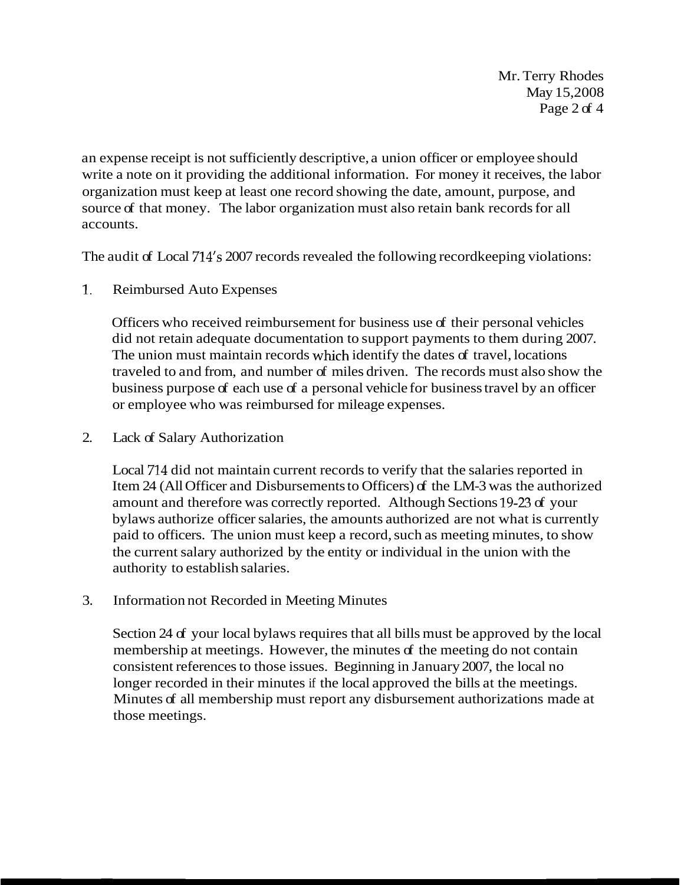an expense receipt is not sufficiently descriptive, a union officer or employee should write a note on it providing the additional information. For money it receives, the labor organization must keep at least one record showing the date, amount, purpose, and source of that money. The labor organization must also retain bank records for all accounts.

The audit of Local 714's 2007 records revealed the following recordkeeping violations:

1. Reimbursed Auto Expenses

   Officers who received reimbursement for business use of their personal vehicles did not retain adequate documentation to support payments to them during 2007. The union must maintain records which identify the dates of travel, locations traveled to and from, and number of miles driven. The records must also show the business purpose of each use of a personal vehicle for business travel by an officer or employee who was reimbursed for mileage expenses.

2. Lack of Salary Authorization

   Local 714 did not maintain current records to verify that the salaries reported in Item 24 (All Officer and Disbursements to Officers) of the LM-3 was the authorized amount and therefore was correctly reported. Although Sections 19-23 of your bylaws authorize officer salaries, the amounts authorized are not what is currently paid to officers. The union must keep a record, such as meeting minutes, to show the current salary authorized by the entity or individual in the union with the authority to establish salaries.

3. Information not Recorded in Meeting Minutes

   Section 24 of your local bylaws requires that all bills must be approved by the local membership at meetings. However, the minutes of the meeting do not contain consistent references to those issues. Beginning in January 2007, the local no longer recorded in their minutes if the local approved the bills at the meetings. Minutes of all membership must report any disbursement authorizations made at those meetings.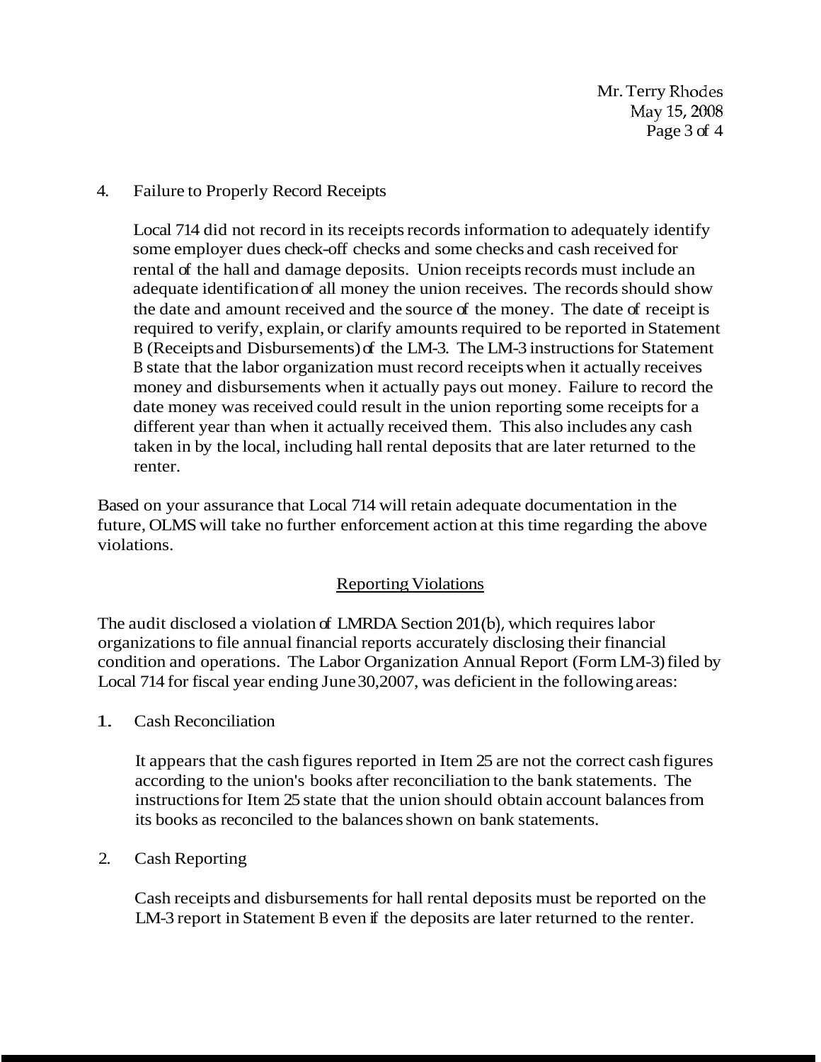4. Failure to Properly Record Receipts

   Local 714 did not record in its receipts records information to adequately identify some employer dues check-off checks and some checks and cash received for rental of the hall and damage deposits. Union receipts records must include an adequate identification of all money the union receives. The records should show the date and amount received and the source of the money. The date of receipt is required to verify, explain, or clarify amounts required to be reported in Statement B (Receipts and Disbursements) of the LM-3. The LM-3 instructions for Statement B state that the labor organization must record receipts when it actually receives money and disbursements when it actually pays out money. Failure to record the date money was received could result in the union reporting some receipts for a different year than when it actually received them. This also includes any cash taken in by the local, including hall rental deposits that are later returned to the renter.

Based on your assurance that Local 714 will retain adequate documentation in the future, OLMS will take no further enforcement action at this time regarding the above violations.

<u>Reporting Violations</u>

The audit disclosed a violation of LMRDA Section 201(b), which requires labor organizations to file annual financial reports accurately disclosing their financial condition and operations. The Labor Organization Annual Report (Form LM-3) filed by Local 714 for fiscal year ending June 30,2007, was deficient in the following areas:

1. Cash Reconciliation

   It appears that the cash figures reported in Item 25 are not the correct cash figures according to the union's books after reconciliation to the bank statements. The instructions for Item 25 state that the union should obtain account balances from its books as reconciled to the balances shown on bank statements.

2. Cash Reporting

   Cash receipts and disbursements for hall rental deposits must be reported on the LM-3 report in Statement B even if the deposits are later returned to the renter.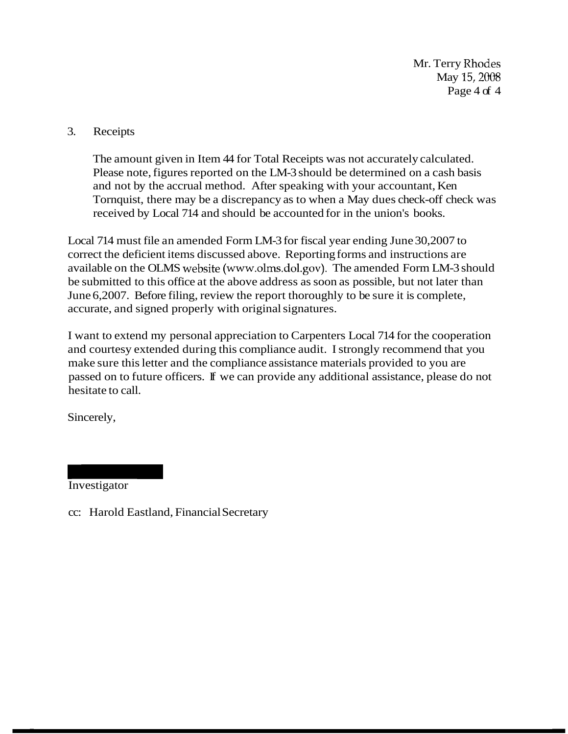3. Receipts

   The amount given in Item 44 for Total Receipts was not accurately calculated. Please note, figures reported on the LM-3 should be determined on a cash basis and not by the accrual method. After speaking with your accountant, Ken Tornquist, there may be a discrepancy as to when a May dues check-off check was received by Local 714 and should be accounted for in the union's books.

Local 714 must file an amended Form LM-3 for fiscal year ending June 30,2007 to correct the deficient items discussed above. Reporting forms and instructions are available on the OLMS website (www.olms.dol.gov). The amended Form LM-3 should be submitted to this office at the above address as soon as possible, but not later than June 6,2007. Before filing, review the report thoroughly to be sure it is complete, accurate, and signed properly with original signatures.

I want to extend my personal appreciation to Carpenters Local 714 for the cooperation and courtesy extended during this compliance audit. I strongly recommend that you make sure this letter and the compliance assistance materials provided to you are passed on to future officers. If we can provide any additional assistance, please do not hesitate to call.

Sincerely,

Investigator

cc: Harold Eastland, Financial Secretary